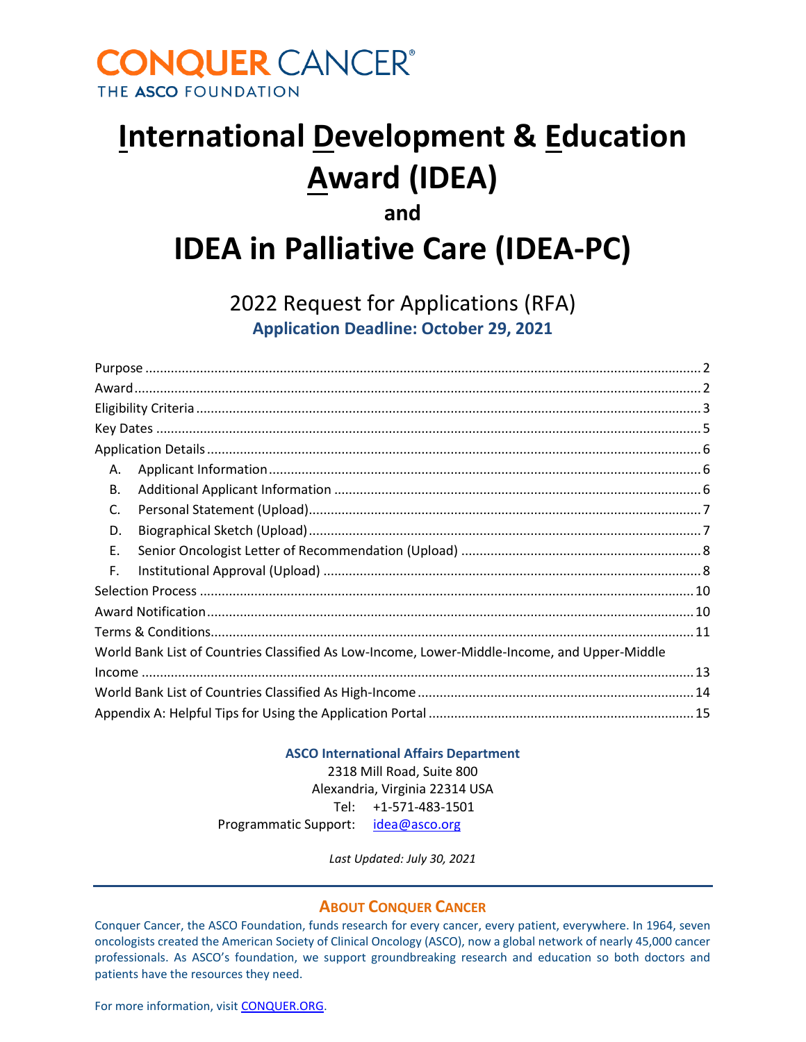CONQUER CANCER®
THE ASCO FOUNDATION

# International Development & Education Award (IDEA)

**and**

# IDEA in Palliative Care (IDEA-PC)

## 2022 Request for Applications (RFA)

**Application Deadline: October 29, 2021**

- Purpose ..... 2
- Award ..... 2
- Eligibility Criteria ..... 3
- Key Dates ..... 5
- Application Details ..... 6
  - A. Applicant Information ..... 6
  - B. Additional Applicant Information ..... 6
  - C. Personal Statement (Upload) ..... 7
  - D. Biographical Sketch (Upload) ..... 7
  - E. Senior Oncologist Letter of Recommendation (Upload) ..... 8
  - F. Institutional Approval (Upload) ..... 8
- Selection Process ..... 10
- Award Notification ..... 10
- Terms & Conditions ..... 11
- World Bank List of Countries Classified As Low-Income, Lower-Middle-Income, and Upper-Middle Income ..... 13
- World Bank List of Countries Classified As High-Income ..... 14
- Appendix A: Helpful Tips for Using the Application Portal ..... 15

**ASCO International Affairs Department**
2318 Mill Road, Suite 800
Alexandria, Virginia 22314 USA
Tel: +1-571-483-1501
Programmatic Support: idea@asco.org

*Last Updated: July 30, 2021*

---

**ABOUT CONQUER CANCER**

Conquer Cancer, the ASCO Foundation, funds research for every cancer, every patient, everywhere. In 1964, seven oncologists created the American Society of Clinical Oncology (ASCO), now a global network of nearly 45,000 cancer professionals. As ASCO's foundation, we support groundbreaking research and education so both doctors and patients have the resources they need.

For more information, visit CONQUER.ORG.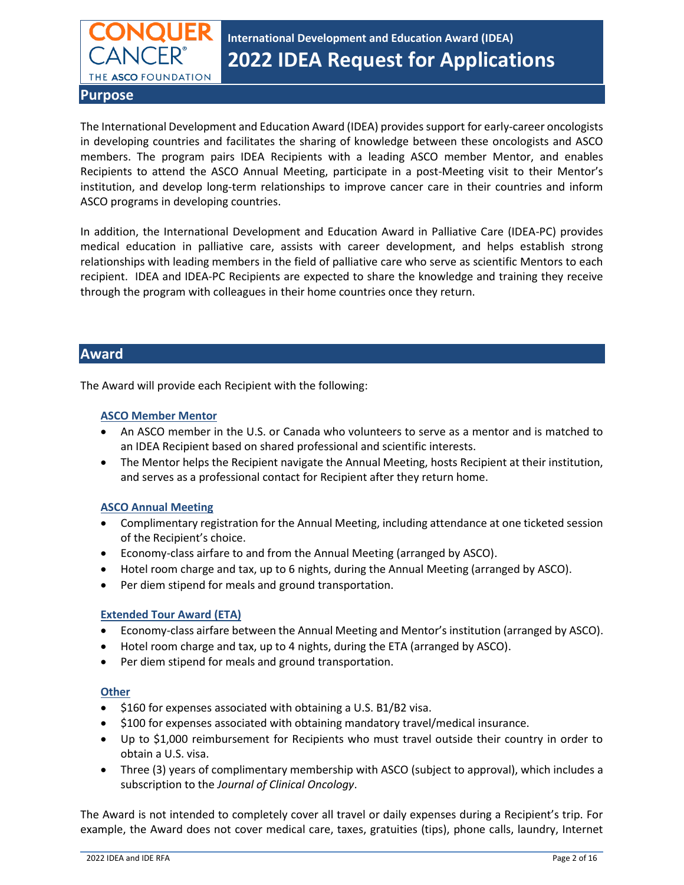## Purpose

The International Development and Education Award (IDEA) provides support for early-career oncologists in developing countries and facilitates the sharing of knowledge between these oncologists and ASCO members. The program pairs IDEA Recipients with a leading ASCO member Mentor, and enables Recipients to attend the ASCO Annual Meeting, participate in a post-Meeting visit to their Mentor's institution, and develop long-term relationships to improve cancer care in their countries and inform ASCO programs in developing countries.

In addition, the International Development and Education Award in Palliative Care (IDEA-PC) provides medical education in palliative care, assists with career development, and helps establish strong relationships with leading members in the field of palliative care who serve as scientific Mentors to each recipient. IDEA and IDEA-PC Recipients are expected to share the knowledge and training they receive through the program with colleagues in their home countries once they return.

## Award

The Award will provide each Recipient with the following:

### ASCO Member Mentor

- An ASCO member in the U.S. or Canada who volunteers to serve as a mentor and is matched to an IDEA Recipient based on shared professional and scientific interests.
- The Mentor helps the Recipient navigate the Annual Meeting, hosts Recipient at their institution, and serves as a professional contact for Recipient after they return home.

### ASCO Annual Meeting

- Complimentary registration for the Annual Meeting, including attendance at one ticketed session of the Recipient's choice.
- Economy-class airfare to and from the Annual Meeting (arranged by ASCO).
- Hotel room charge and tax, up to 6 nights, during the Annual Meeting (arranged by ASCO).
- Per diem stipend for meals and ground transportation.

### Extended Tour Award (ETA)

- Economy-class airfare between the Annual Meeting and Mentor's institution (arranged by ASCO).
- Hotel room charge and tax, up to 4 nights, during the ETA (arranged by ASCO).
- Per diem stipend for meals and ground transportation.

### Other

- $160 for expenses associated with obtaining a U.S. B1/B2 visa.
- $100 for expenses associated with obtaining mandatory travel/medical insurance.
- Up to $1,000 reimbursement for Recipients who must travel outside their country in order to obtain a U.S. visa.
- Three (3) years of complimentary membership with ASCO (subject to approval), which includes a subscription to the *Journal of Clinical Oncology*.

The Award is not intended to completely cover all travel or daily expenses during a Recipient's trip. For example, the Award does not cover medical care, taxes, gratuities (tips), phone calls, laundry, Internet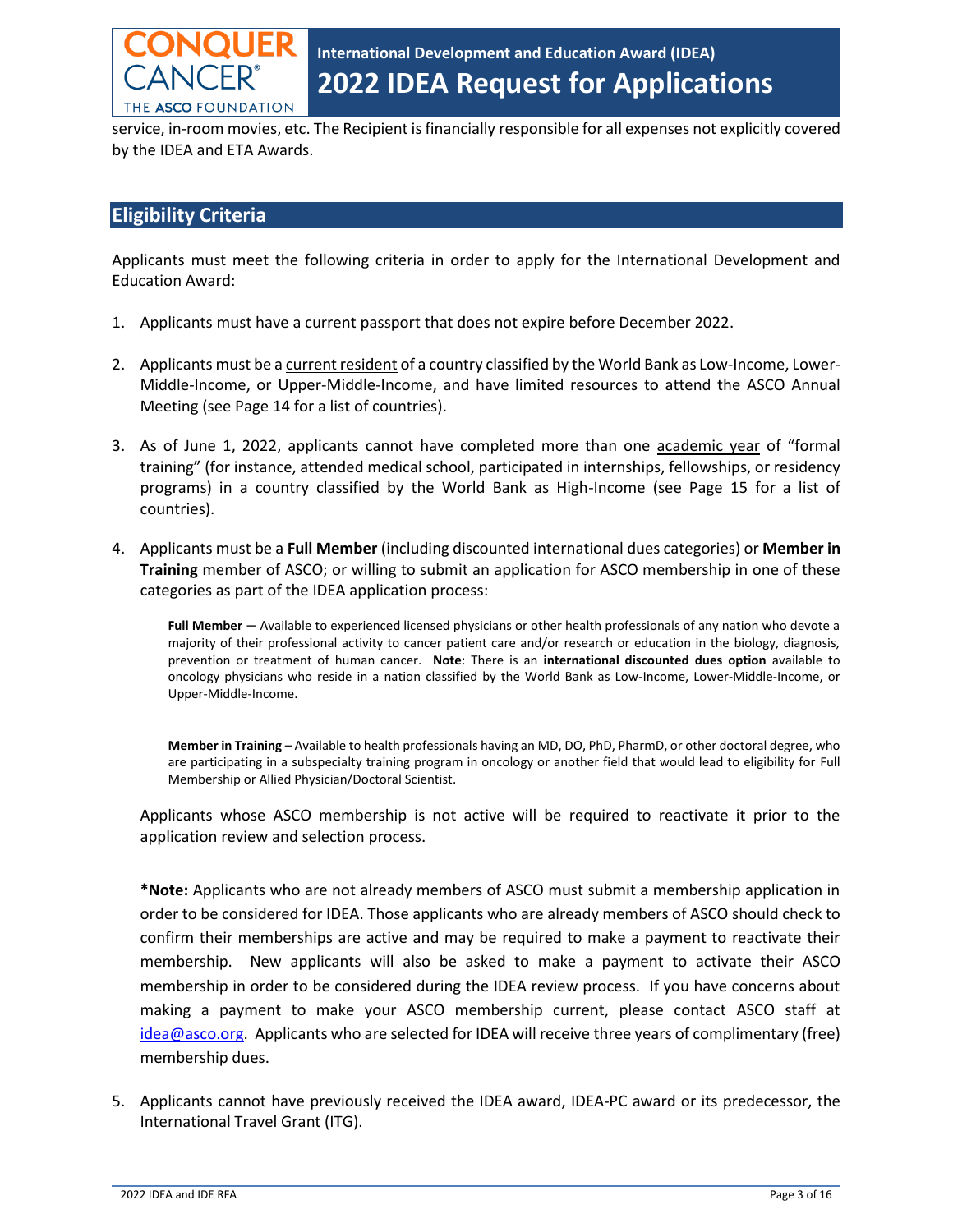service, in-room movies, etc. The Recipient is financially responsible for all expenses not explicitly covered by the IDEA and ETA Awards.

## Eligibility Criteria

Applicants must meet the following criteria in order to apply for the International Development and Education Award:

1. Applicants must have a current passport that does not expire before December 2022.

2. Applicants must be a current resident of a country classified by the World Bank as Low-Income, Lower-Middle-Income, or Upper-Middle-Income, and have limited resources to attend the ASCO Annual Meeting (see Page 14 for a list of countries).

3. As of June 1, 2022, applicants cannot have completed more than one academic year of "formal training" (for instance, attended medical school, participated in internships, fellowships, or residency programs) in a country classified by the World Bank as High-Income (see Page 15 for a list of countries).

4. Applicants must be a **Full Member** (including discounted international dues categories) or **Member in Training** member of ASCO; or willing to submit an application for ASCO membership in one of these categories as part of the IDEA application process:

   **Full Member** – Available to experienced licensed physicians or other health professionals of any nation who devote a majority of their professional activity to cancer patient care and/or research or education in the biology, diagnosis, prevention or treatment of human cancer. **Note**: There is an **international discounted dues option** available to oncology physicians who reside in a nation classified by the World Bank as Low-Income, Lower-Middle-Income, or Upper-Middle-Income.

   **Member in Training** – Available to health professionals having an MD, DO, PhD, PharmD, or other doctoral degree, who are participating in a subspecialty training program in oncology or another field that would lead to eligibility for Full Membership or Allied Physician/Doctoral Scientist.

   Applicants whose ASCO membership is not active will be required to reactivate it prior to the application review and selection process.

   ***Note:** Applicants who are not already members of ASCO must submit a membership application in order to be considered for IDEA. Those applicants who are already members of ASCO should check to confirm their memberships are active and may be required to make a payment to reactivate their membership. New applicants will also be asked to make a payment to activate their ASCO membership in order to be considered during the IDEA review process. If you have concerns about making a payment to make your ASCO membership current, please contact ASCO staff at idea@asco.org. Applicants who are selected for IDEA will receive three years of complimentary (free) membership dues.

5. Applicants cannot have previously received the IDEA award, IDEA-PC award or its predecessor, the International Travel Grant (ITG).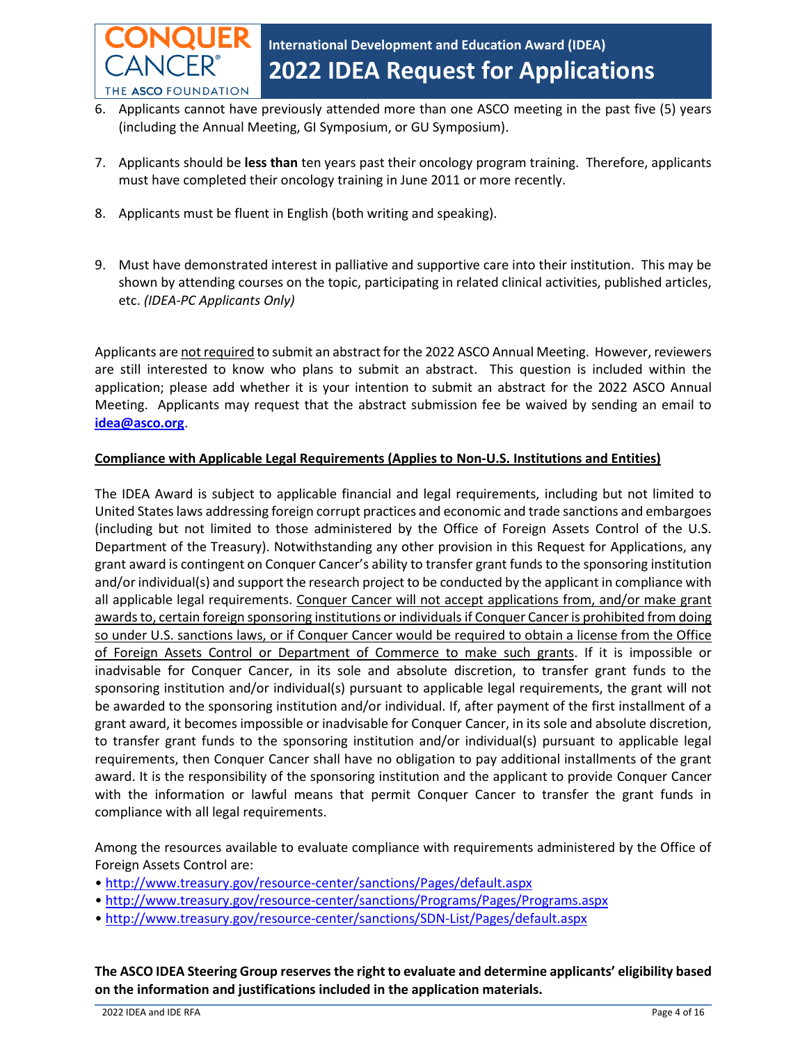6. Applicants cannot have previously attended more than one ASCO meeting in the past five (5) years (including the Annual Meeting, GI Symposium, or GU Symposium).

7. Applicants should be **less than** ten years past their oncology program training. Therefore, applicants must have completed their oncology training in June 2011 or more recently.

8. Applicants must be fluent in English (both writing and speaking).

9. Must have demonstrated interest in palliative and supportive care into their institution. This may be shown by attending courses on the topic, participating in related clinical activities, published articles, etc. *(IDEA-PC Applicants Only)*

Applicants are not required to submit an abstract for the 2022 ASCO Annual Meeting. However, reviewers are still interested to know who plans to submit an abstract. This question is included within the application; please add whether it is your intention to submit an abstract for the 2022 ASCO Annual Meeting. Applicants may request that the abstract submission fee be waived by sending an email to **idea@asco.org**.

**Compliance with Applicable Legal Requirements (Applies to Non-U.S. Institutions and Entities)**

The IDEA Award is subject to applicable financial and legal requirements, including but not limited to United States laws addressing foreign corrupt practices and economic and trade sanctions and embargoes (including but not limited to those administered by the Office of Foreign Assets Control of the U.S. Department of the Treasury). Notwithstanding any other provision in this Request for Applications, any grant award is contingent on Conquer Cancer's ability to transfer grant funds to the sponsoring institution and/or individual(s) and support the research project to be conducted by the applicant in compliance with all applicable legal requirements. Conquer Cancer will not accept applications from, and/or make grant awards to, certain foreign sponsoring institutions or individuals if Conquer Cancer is prohibited from doing so under U.S. sanctions laws, or if Conquer Cancer would be required to obtain a license from the Office of Foreign Assets Control or Department of Commerce to make such grants. If it is impossible or inadvisable for Conquer Cancer, in its sole and absolute discretion, to transfer grant funds to the sponsoring institution and/or individual(s) pursuant to applicable legal requirements, the grant will not be awarded to the sponsoring institution and/or individual. If, after payment of the first installment of a grant award, it becomes impossible or inadvisable for Conquer Cancer, in its sole and absolute discretion, to transfer grant funds to the sponsoring institution and/or individual(s) pursuant to applicable legal requirements, then Conquer Cancer shall have no obligation to pay additional installments of the grant award. It is the responsibility of the sponsoring institution and the applicant to provide Conquer Cancer with the information or lawful means that permit Conquer Cancer to transfer the grant funds in compliance with all legal requirements.

Among the resources available to evaluate compliance with requirements administered by the Office of Foreign Assets Control are:

- http://www.treasury.gov/resource-center/sanctions/Pages/default.aspx
- http://www.treasury.gov/resource-center/sanctions/Programs/Pages/Programs.aspx
- http://www.treasury.gov/resource-center/sanctions/SDN-List/Pages/default.aspx

**The ASCO IDEA Steering Group reserves the right to evaluate and determine applicants' eligibility based on the information and justifications included in the application materials.**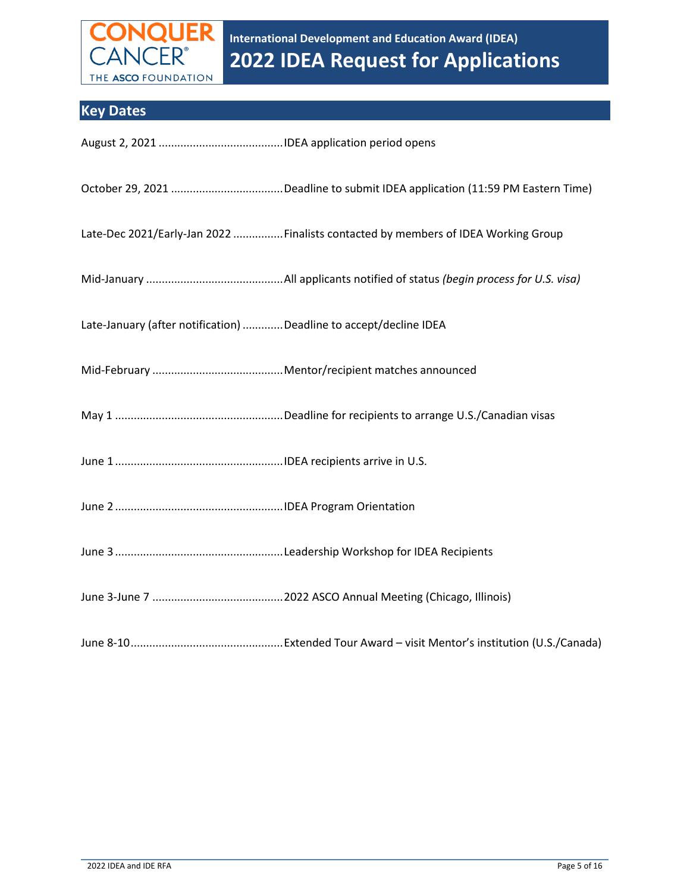# International Development and Education Award (IDEA)

# 2022 IDEA Request for Applications

## Key Dates

August 2, 2021 ........................................IDEA application period opens

October 29, 2021 ....................................Deadline to submit IDEA application (11:59 PM Eastern Time)

Late-Dec 2021/Early-Jan 2022 ................Finalists contacted by members of IDEA Working Group

Mid-January ............................................All applicants notified of status *(begin process for U.S. visa)*

Late-January (after notification) .............Deadline to accept/decline IDEA

Mid-February ..........................................Mentor/recipient matches announced

May 1 ......................................................Deadline for recipients to arrange U.S./Canadian visas

June 1 ......................................................IDEA recipients arrive in U.S.

June 2 ......................................................IDEA Program Orientation

June 3 ......................................................Leadership Workshop for IDEA Recipients

June 3-June 7 ..........................................2022 ASCO Annual Meeting (Chicago, Illinois)

June 8-10.................................................Extended Tour Award – visit Mentor's institution (U.S./Canada)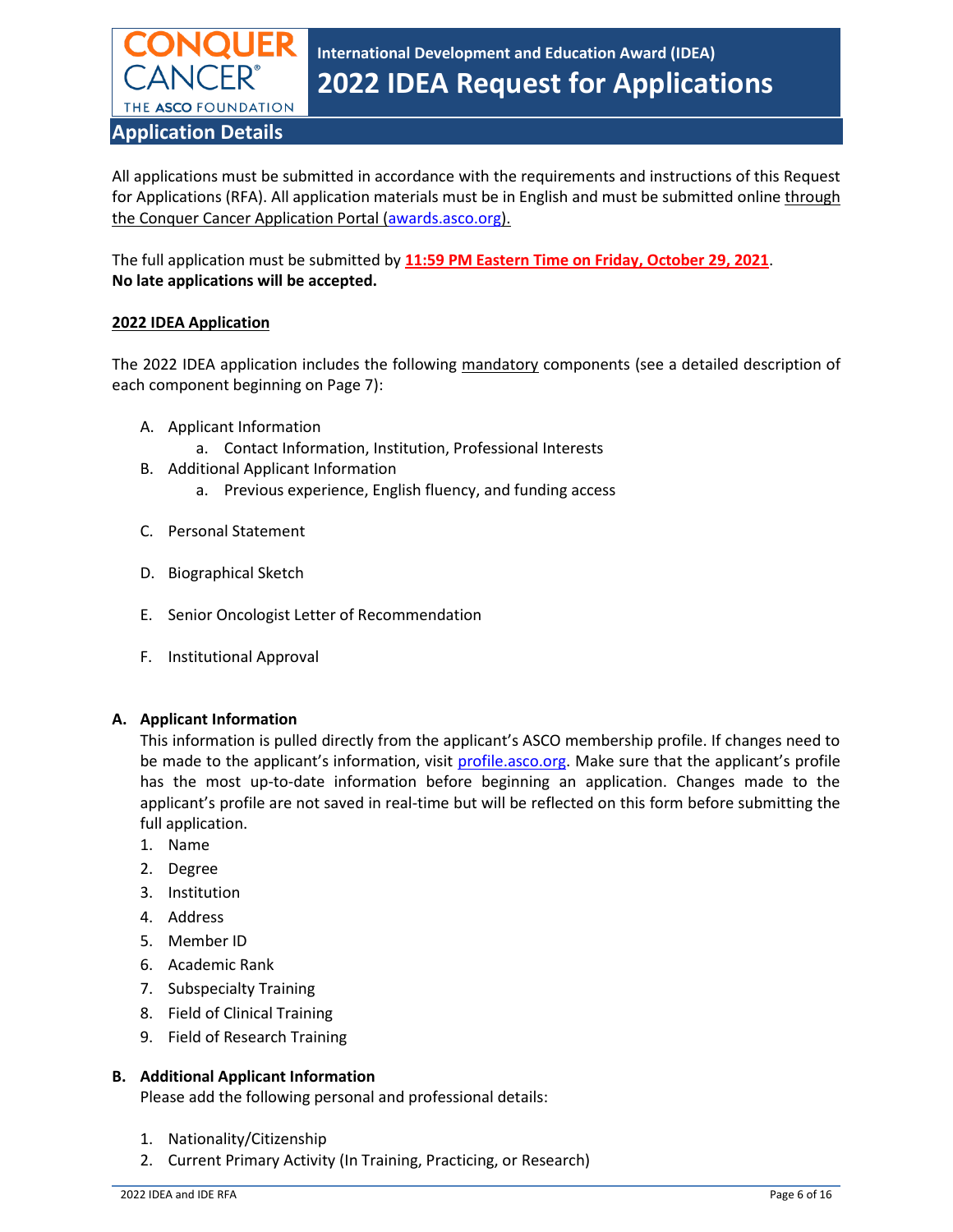## Application Details

All applications must be submitted in accordance with the requirements and instructions of this Request for Applications (RFA). All application materials must be in English and must be submitted online through the Conquer Cancer Application Portal (awards.asco.org).

The full application must be submitted by **11:59 PM Eastern Time on Friday, October 29, 2021**. **No late applications will be accepted.**

### 2022 IDEA Application

The 2022 IDEA application includes the following mandatory components (see a detailed description of each component beginning on Page 7):

A. Applicant Information
   a. Contact Information, Institution, Professional Interests
B. Additional Applicant Information
   a. Previous experience, English fluency, and funding access
C. Personal Statement
D. Biographical Sketch
E. Senior Oncologist Letter of Recommendation
F. Institutional Approval

**A. Applicant Information**

This information is pulled directly from the applicant's ASCO membership profile. If changes need to be made to the applicant's information, visit profile.asco.org. Make sure that the applicant's profile has the most up-to-date information before beginning an application. Changes made to the applicant's profile are not saved in real-time but will be reflected on this form before submitting the full application.

1. Name
2. Degree
3. Institution
4. Address
5. Member ID
6. Academic Rank
7. Subspecialty Training
8. Field of Clinical Training
9. Field of Research Training

**B. Additional Applicant Information**

Please add the following personal and professional details:

1. Nationality/Citizenship
2. Current Primary Activity (In Training, Practicing, or Research)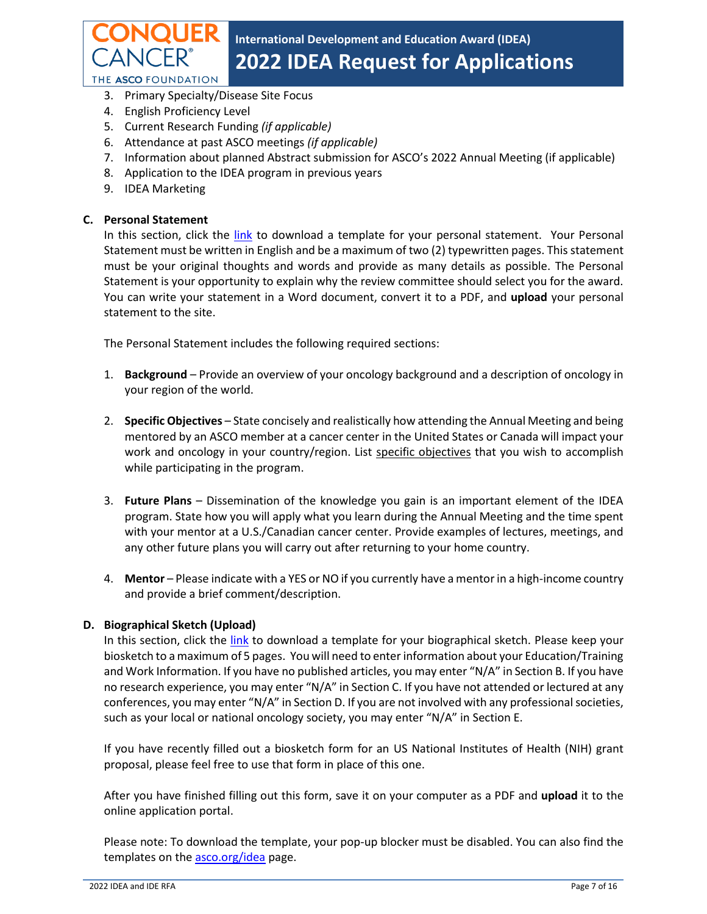3. Primary Specialty/Disease Site Focus
4. English Proficiency Level
5. Current Research Funding *(if applicable)*
6. Attendance at past ASCO meetings *(if applicable)*
7. Information about planned Abstract submission for ASCO's 2022 Annual Meeting (if applicable)
8. Application to the IDEA program in previous years
9. IDEA Marketing

**C. Personal Statement**

In this section, click the link to download a template for your personal statement. Your Personal Statement must be written in English and be a maximum of two (2) typewritten pages. This statement must be your original thoughts and words and provide as many details as possible. The Personal Statement is your opportunity to explain why the review committee should select you for the award. You can write your statement in a Word document, convert it to a PDF, and **upload** your personal statement to the site.

The Personal Statement includes the following required sections:

1. **Background** – Provide an overview of your oncology background and a description of oncology in your region of the world.

2. **Specific Objectives** – State concisely and realistically how attending the Annual Meeting and being mentored by an ASCO member at a cancer center in the United States or Canada will impact your work and oncology in your country/region. List specific objectives that you wish to accomplish while participating in the program.

3. **Future Plans** – Dissemination of the knowledge you gain is an important element of the IDEA program. State how you will apply what you learn during the Annual Meeting and the time spent with your mentor at a U.S./Canadian cancer center. Provide examples of lectures, meetings, and any other future plans you will carry out after returning to your home country.

4. **Mentor** – Please indicate with a YES or NO if you currently have a mentor in a high-income country and provide a brief comment/description.

**D. Biographical Sketch (Upload)**

In this section, click the link to download a template for your biographical sketch. Please keep your biosketch to a maximum of 5 pages. You will need to enter information about your Education/Training and Work Information. If you have no published articles, you may enter "N/A" in Section B. If you have no research experience, you may enter "N/A" in Section C. If you have not attended or lectured at any conferences, you may enter "N/A" in Section D. If you are not involved with any professional societies, such as your local or national oncology society, you may enter "N/A" in Section E.

If you have recently filled out a biosketch form for an US National Institutes of Health (NIH) grant proposal, please feel free to use that form in place of this one.

After you have finished filling out this form, save it on your computer as a PDF and **upload** it to the online application portal.

Please note: To download the template, your pop-up blocker must be disabled. You can also find the templates on the asco.org/idea page.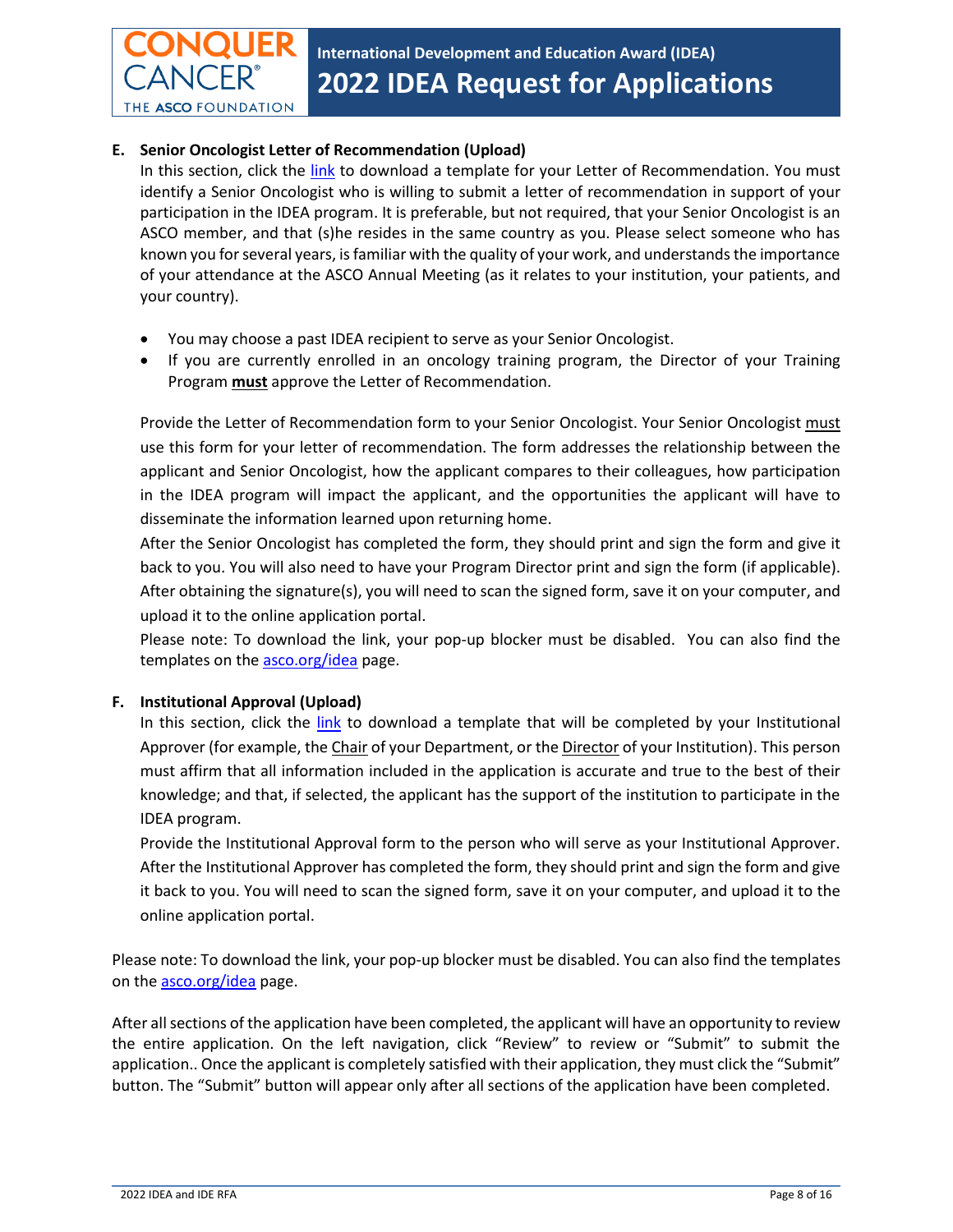**E. Senior Oncologist Letter of Recommendation (Upload)**

In this section, click the link to download a template for your Letter of Recommendation. You must identify a Senior Oncologist who is willing to submit a letter of recommendation in support of your participation in the IDEA program. It is preferable, but not required, that your Senior Oncologist is an ASCO member, and that (s)he resides in the same country as you. Please select someone who has known you for several years, is familiar with the quality of your work, and understands the importance of your attendance at the ASCO Annual Meeting (as it relates to your institution, your patients, and your country).

- You may choose a past IDEA recipient to serve as your Senior Oncologist.
- If you are currently enrolled in an oncology training program, the Director of your Training Program **must** approve the Letter of Recommendation.

Provide the Letter of Recommendation form to your Senior Oncologist. Your Senior Oncologist must use this form for your letter of recommendation. The form addresses the relationship between the applicant and Senior Oncologist, how the applicant compares to their colleagues, how participation in the IDEA program will impact the applicant, and the opportunities the applicant will have to disseminate the information learned upon returning home.

After the Senior Oncologist has completed the form, they should print and sign the form and give it back to you. You will also need to have your Program Director print and sign the form (if applicable). After obtaining the signature(s), you will need to scan the signed form, save it on your computer, and upload it to the online application portal.

Please note: To download the link, your pop-up blocker must be disabled. You can also find the templates on the asco.org/idea page.

**F. Institutional Approval (Upload)**

In this section, click the link to download a template that will be completed by your Institutional Approver (for example, the Chair of your Department, or the Director of your Institution). This person must affirm that all information included in the application is accurate and true to the best of their knowledge; and that, if selected, the applicant has the support of the institution to participate in the IDEA program.

Provide the Institutional Approval form to the person who will serve as your Institutional Approver. After the Institutional Approver has completed the form, they should print and sign the form and give it back to you. You will need to scan the signed form, save it on your computer, and upload it to the online application portal.

Please note: To download the link, your pop-up blocker must be disabled. You can also find the templates on the asco.org/idea page.

After all sections of the application have been completed, the applicant will have an opportunity to review the entire application. On the left navigation, click "Review" to review or "Submit" to submit the application.. Once the applicant is completely satisfied with their application, they must click the "Submit" button. The "Submit" button will appear only after all sections of the application have been completed.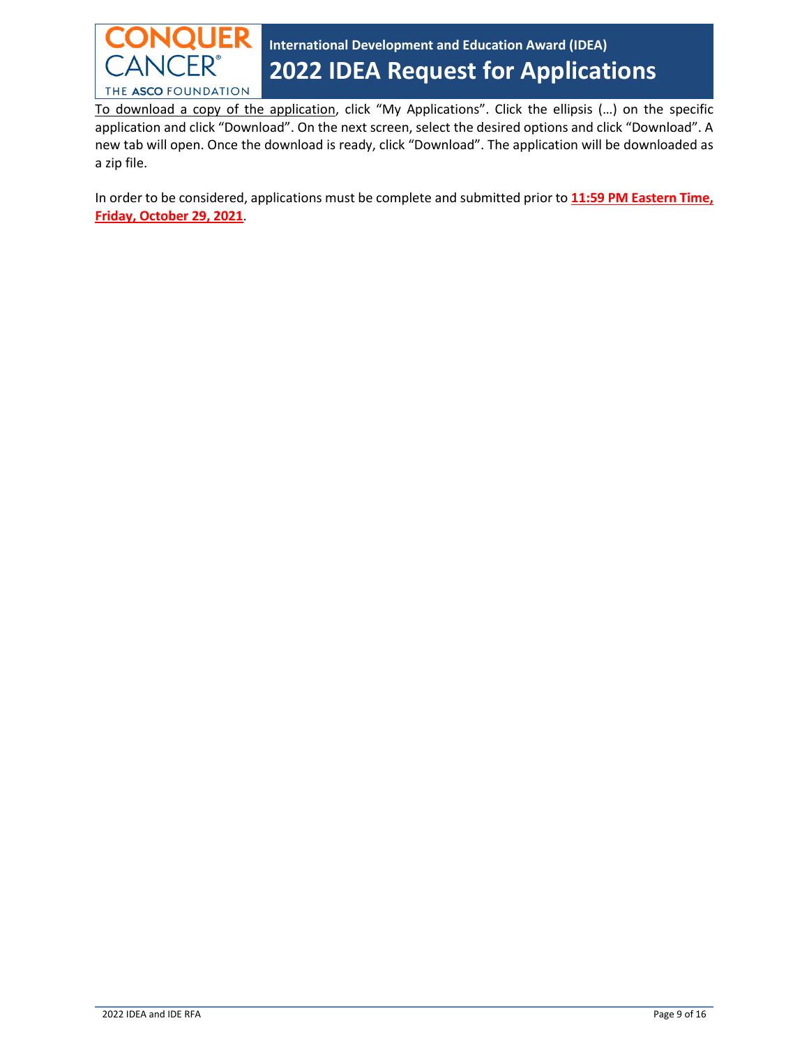To download a copy of the application, click "My Applications". Click the ellipsis (…) on the specific application and click "Download". On the next screen, select the desired options and click "Download". A new tab will open. Once the download is ready, click "Download". The application will be downloaded as a zip file.

In order to be considered, applications must be complete and submitted prior to **11:59 PM Eastern Time, Friday, October 29, 2021**.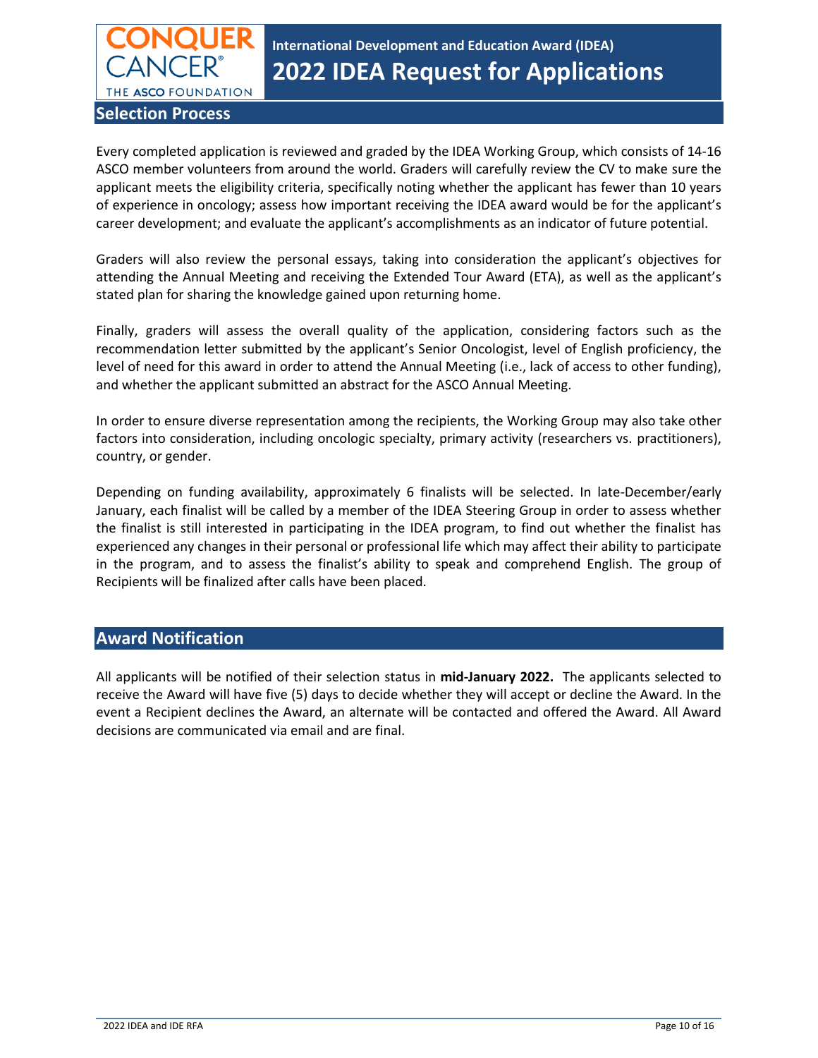## Selection Process

Every completed application is reviewed and graded by the IDEA Working Group, which consists of 14-16 ASCO member volunteers from around the world. Graders will carefully review the CV to make sure the applicant meets the eligibility criteria, specifically noting whether the applicant has fewer than 10 years of experience in oncology; assess how important receiving the IDEA award would be for the applicant's career development; and evaluate the applicant's accomplishments as an indicator of future potential.

Graders will also review the personal essays, taking into consideration the applicant's objectives for attending the Annual Meeting and receiving the Extended Tour Award (ETA), as well as the applicant's stated plan for sharing the knowledge gained upon returning home.

Finally, graders will assess the overall quality of the application, considering factors such as the recommendation letter submitted by the applicant's Senior Oncologist, level of English proficiency, the level of need for this award in order to attend the Annual Meeting (i.e., lack of access to other funding), and whether the applicant submitted an abstract for the ASCO Annual Meeting.

In order to ensure diverse representation among the recipients, the Working Group may also take other factors into consideration, including oncologic specialty, primary activity (researchers vs. practitioners), country, or gender.

Depending on funding availability, approximately 6 finalists will be selected. In late-December/early January, each finalist will be called by a member of the IDEA Steering Group in order to assess whether the finalist is still interested in participating in the IDEA program, to find out whether the finalist has experienced any changes in their personal or professional life which may affect their ability to participate in the program, and to assess the finalist's ability to speak and comprehend English. The group of Recipients will be finalized after calls have been placed.

## Award Notification

All applicants will be notified of their selection status in **mid-January 2022.** The applicants selected to receive the Award will have five (5) days to decide whether they will accept or decline the Award. In the event a Recipient declines the Award, an alternate will be contacted and offered the Award. All Award decisions are communicated via email and are final.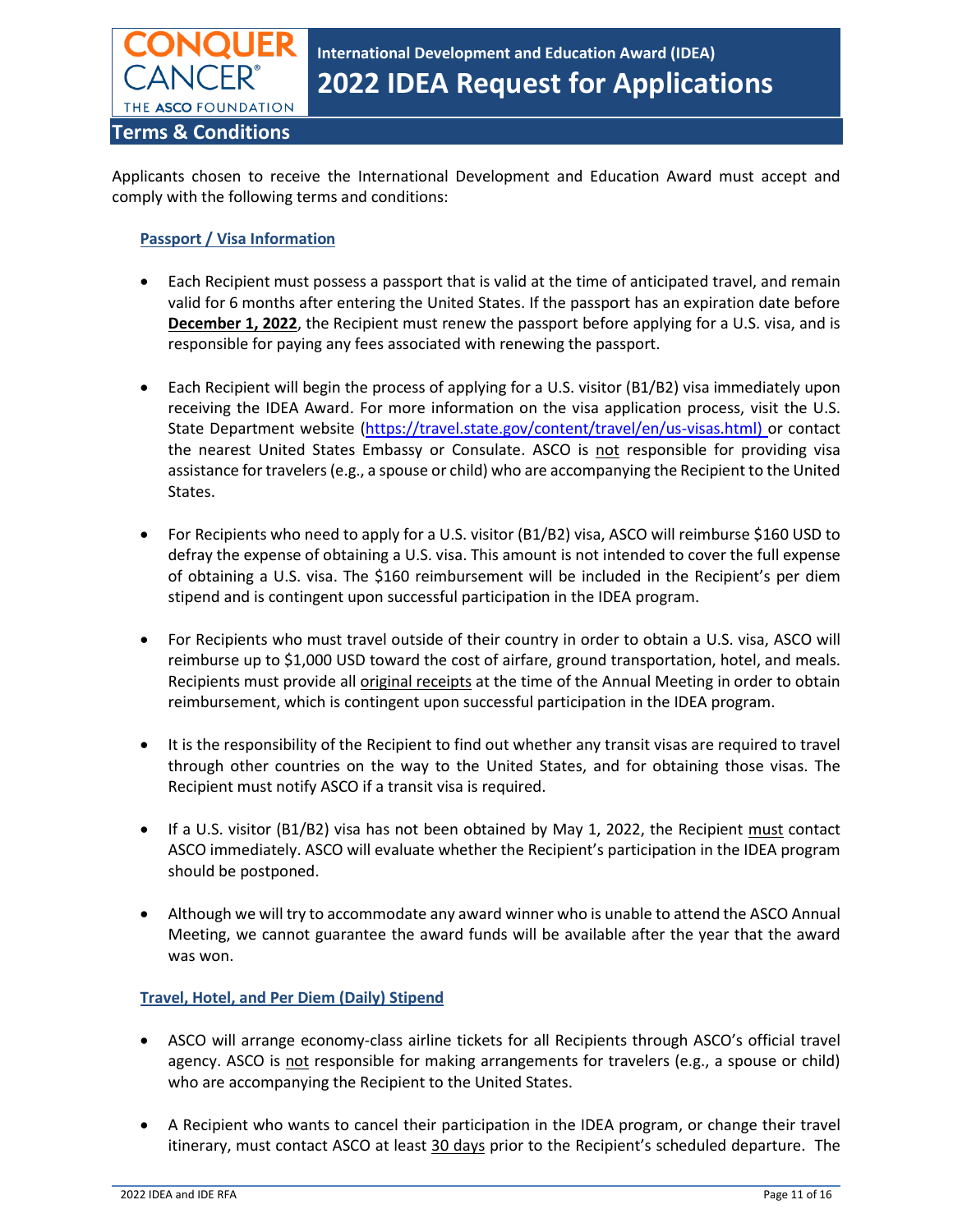## Terms & Conditions

Applicants chosen to receive the International Development and Education Award must accept and comply with the following terms and conditions:

### Passport / Visa Information

- Each Recipient must possess a passport that is valid at the time of anticipated travel, and remain valid for 6 months after entering the United States. If the passport has an expiration date before **December 1, 2022**, the Recipient must renew the passport before applying for a U.S. visa, and is responsible for paying any fees associated with renewing the passport.
- Each Recipient will begin the process of applying for a U.S. visitor (B1/B2) visa immediately upon receiving the IDEA Award. For more information on the visa application process, visit the U.S. State Department website (https://travel.state.gov/content/travel/en/us-visas.html) or contact the nearest United States Embassy or Consulate. ASCO is not responsible for providing visa assistance for travelers (e.g., a spouse or child) who are accompanying the Recipient to the United States.
- For Recipients who need to apply for a U.S. visitor (B1/B2) visa, ASCO will reimburse $160 USD to defray the expense of obtaining a U.S. visa. This amount is not intended to cover the full expense of obtaining a U.S. visa. The $160 reimbursement will be included in the Recipient's per diem stipend and is contingent upon successful participation in the IDEA program.
- For Recipients who must travel outside of their country in order to obtain a U.S. visa, ASCO will reimburse up to $1,000 USD toward the cost of airfare, ground transportation, hotel, and meals. Recipients must provide all original receipts at the time of the Annual Meeting in order to obtain reimbursement, which is contingent upon successful participation in the IDEA program.
- It is the responsibility of the Recipient to find out whether any transit visas are required to travel through other countries on the way to the United States, and for obtaining those visas. The Recipient must notify ASCO if a transit visa is required.
- If a U.S. visitor (B1/B2) visa has not been obtained by May 1, 2022, the Recipient must contact ASCO immediately. ASCO will evaluate whether the Recipient's participation in the IDEA program should be postponed.
- Although we will try to accommodate any award winner who is unable to attend the ASCO Annual Meeting, we cannot guarantee the award funds will be available after the year that the award was won.

### Travel, Hotel, and Per Diem (Daily) Stipend

- ASCO will arrange economy-class airline tickets for all Recipients through ASCO's official travel agency. ASCO is not responsible for making arrangements for travelers (e.g., a spouse or child) who are accompanying the Recipient to the United States.
- A Recipient who wants to cancel their participation in the IDEA program, or change their travel itinerary, must contact ASCO at least 30 days prior to the Recipient's scheduled departure. The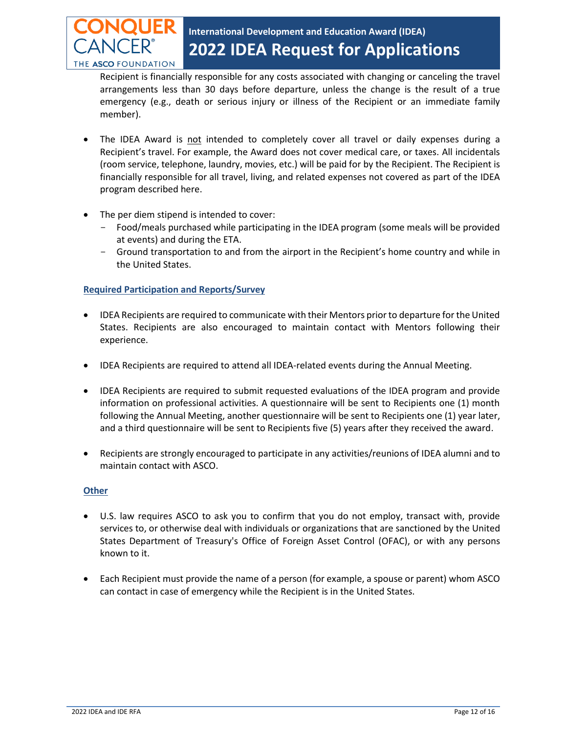Recipient is financially responsible for any costs associated with changing or canceling the travel arrangements less than 30 days before departure, unless the change is the result of a true emergency (e.g., death or serious injury or illness of the Recipient or an immediate family member).

- The IDEA Award is not intended to completely cover all travel or daily expenses during a Recipient's travel. For example, the Award does not cover medical care, or taxes. All incidentals (room service, telephone, laundry, movies, etc.) will be paid for by the Recipient. The Recipient is financially responsible for all travel, living, and related expenses not covered as part of the IDEA program described here.

- The per diem stipend is intended to cover:
  - Food/meals purchased while participating in the IDEA program (some meals will be provided at events) and during the ETA.
  - Ground transportation to and from the airport in the Recipient's home country and while in the United States.

### Required Participation and Reports/Survey

- IDEA Recipients are required to communicate with their Mentors prior to departure for the United States. Recipients are also encouraged to maintain contact with Mentors following their experience.

- IDEA Recipients are required to attend all IDEA-related events during the Annual Meeting.

- IDEA Recipients are required to submit requested evaluations of the IDEA program and provide information on professional activities. A questionnaire will be sent to Recipients one (1) month following the Annual Meeting, another questionnaire will be sent to Recipients one (1) year later, and a third questionnaire will be sent to Recipients five (5) years after they received the award.

- Recipients are strongly encouraged to participate in any activities/reunions of IDEA alumni and to maintain contact with ASCO.

### Other

- U.S. law requires ASCO to ask you to confirm that you do not employ, transact with, provide services to, or otherwise deal with individuals or organizations that are sanctioned by the United States Department of Treasury's Office of Foreign Asset Control (OFAC), or with any persons known to it.

- Each Recipient must provide the name of a person (for example, a spouse or parent) whom ASCO can contact in case of emergency while the Recipient is in the United States.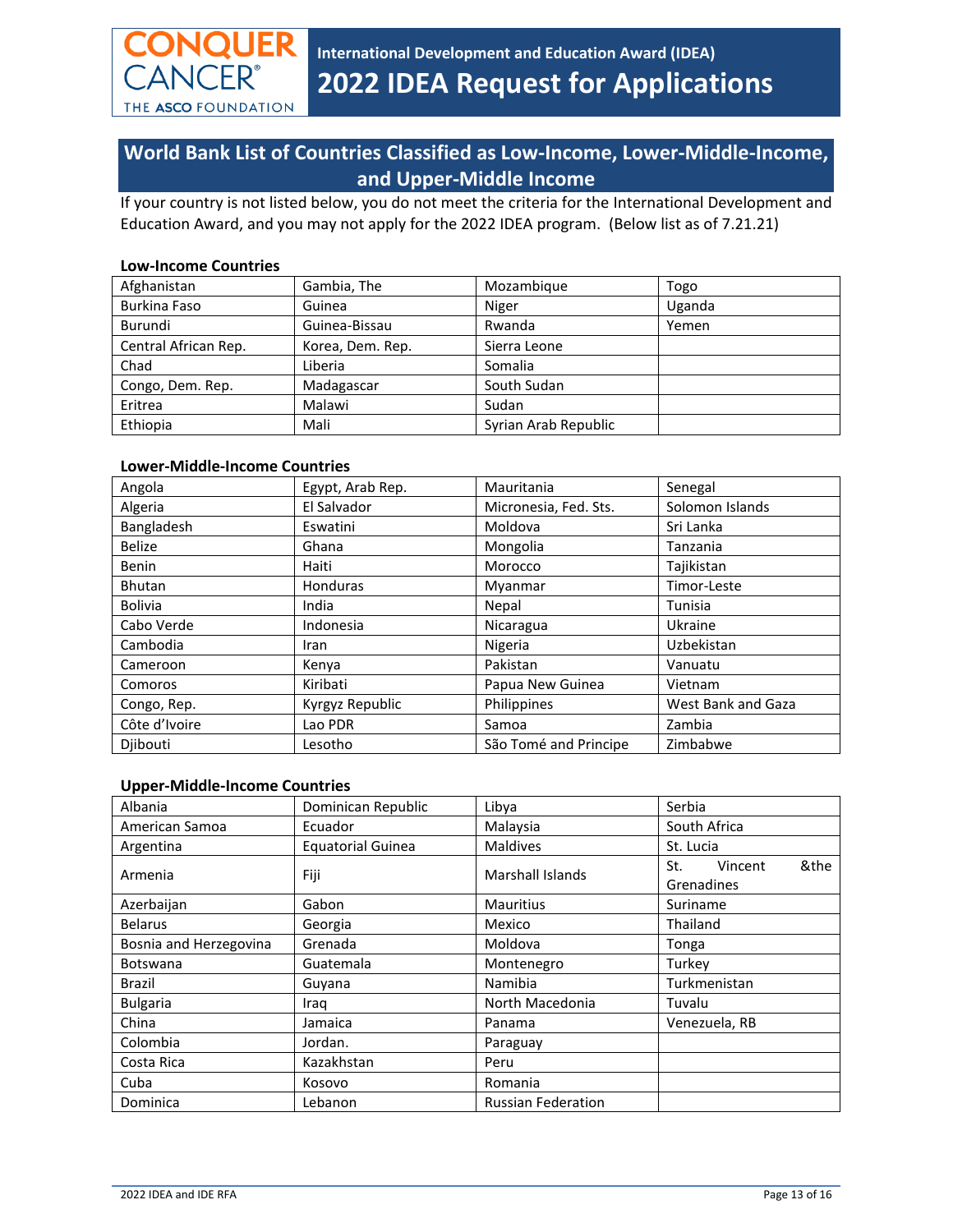## World Bank List of Countries Classified as Low-Income, Lower-Middle-Income, and Upper-Middle Income

If your country is not listed below, you do not meet the criteria for the International Development and Education Award, and you may not apply for the 2022 IDEA program. (Below list as of 7.21.21)

**Low-Income Countries**

| | | | |
|---|---|---|---|
| Afghanistan | Gambia, The | Mozambique | Togo |
| Burkina Faso | Guinea | Niger | Uganda |
| Burundi | Guinea-Bissau | Rwanda | Yemen |
| Central African Rep. | Korea, Dem. Rep. | Sierra Leone | |
| Chad | Liberia | Somalia | |
| Congo, Dem. Rep. | Madagascar | South Sudan | |
| Eritrea | Malawi | Sudan | |
| Ethiopia | Mali | Syrian Arab Republic | |

**Lower-Middle-Income Countries**

| | | | |
|---|---|---|---|
| Angola | Egypt, Arab Rep. | Mauritania | Senegal |
| Algeria | El Salvador | Micronesia, Fed. Sts. | Solomon Islands |
| Bangladesh | Eswatini | Moldova | Sri Lanka |
| Belize | Ghana | Mongolia | Tanzania |
| Benin | Haiti | Morocco | Tajikistan |
| Bhutan | Honduras | Myanmar | Timor-Leste |
| Bolivia | India | Nepal | Tunisia |
| Cabo Verde | Indonesia | Nicaragua | Ukraine |
| Cambodia | Iran | Nigeria | Uzbekistan |
| Cameroon | Kenya | Pakistan | Vanuatu |
| Comoros | Kiribati | Papua New Guinea | Vietnam |
| Congo, Rep. | Kyrgyz Republic | Philippines | West Bank and Gaza |
| Côte d'Ivoire | Lao PDR | Samoa | Zambia |
| Djibouti | Lesotho | São Tomé and Principe | Zimbabwe |

**Upper-Middle-Income Countries**

| | | | |
|---|---|---|---|
| Albania | Dominican Republic | Libya | Serbia |
| American Samoa | Ecuador | Malaysia | South Africa |
| Argentina | Equatorial Guinea | Maldives | St. Lucia |
| Armenia | Fiji | Marshall Islands | St. Vincent &the Grenadines |
| Azerbaijan | Gabon | Mauritius | Suriname |
| Belarus | Georgia | Mexico | Thailand |
| Bosnia and Herzegovina | Grenada | Moldova | Tonga |
| Botswana | Guatemala | Montenegro | Turkey |
| Brazil | Guyana | Namibia | Turkmenistan |
| Bulgaria | Iraq | North Macedonia | Tuvalu |
| China | Jamaica | Panama | Venezuela, RB |
| Colombia | Jordan. | Paraguay | |
| Costa Rica | Kazakhstan | Peru | |
| Cuba | Kosovo | Romania | |
| Dominica | Lebanon | Russian Federation | |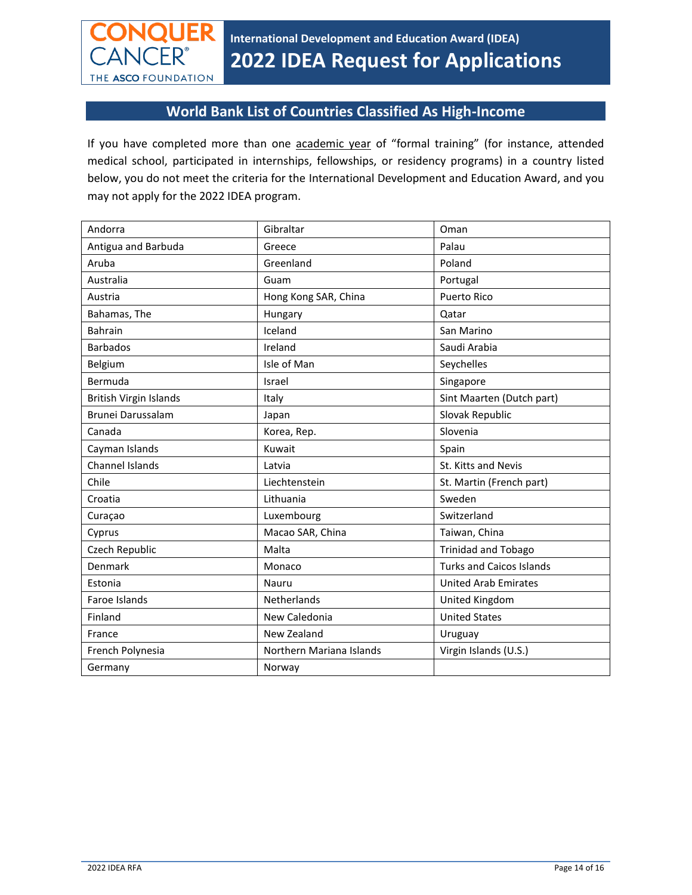## World Bank List of Countries Classified As High-Income

If you have completed more than one academic year of "formal training" (for instance, attended medical school, participated in internships, fellowships, or residency programs) in a country listed below, you do not meet the criteria for the International Development and Education Award, and you may not apply for the 2022 IDEA program.

| | | |
|---|---|---|
| Andorra | Gibraltar | Oman |
| Antigua and Barbuda | Greece | Palau |
| Aruba | Greenland | Poland |
| Australia | Guam | Portugal |
| Austria | Hong Kong SAR, China | Puerto Rico |
| Bahamas, The | Hungary | Qatar |
| Bahrain | Iceland | San Marino |
| Barbados | Ireland | Saudi Arabia |
| Belgium | Isle of Man | Seychelles |
| Bermuda | Israel | Singapore |
| British Virgin Islands | Italy | Sint Maarten (Dutch part) |
| Brunei Darussalam | Japan | Slovak Republic |
| Canada | Korea, Rep. | Slovenia |
| Cayman Islands | Kuwait | Spain |
| Channel Islands | Latvia | St. Kitts and Nevis |
| Chile | Liechtenstein | St. Martin (French part) |
| Croatia | Lithuania | Sweden |
| Curaçao | Luxembourg | Switzerland |
| Cyprus | Macao SAR, China | Taiwan, China |
| Czech Republic | Malta | Trinidad and Tobago |
| Denmark | Monaco | Turks and Caicos Islands |
| Estonia | Nauru | United Arab Emirates |
| Faroe Islands | Netherlands | United Kingdom |
| Finland | New Caledonia | United States |
| France | New Zealand | Uruguay |
| French Polynesia | Northern Mariana Islands | Virgin Islands (U.S.) |
| Germany | Norway | |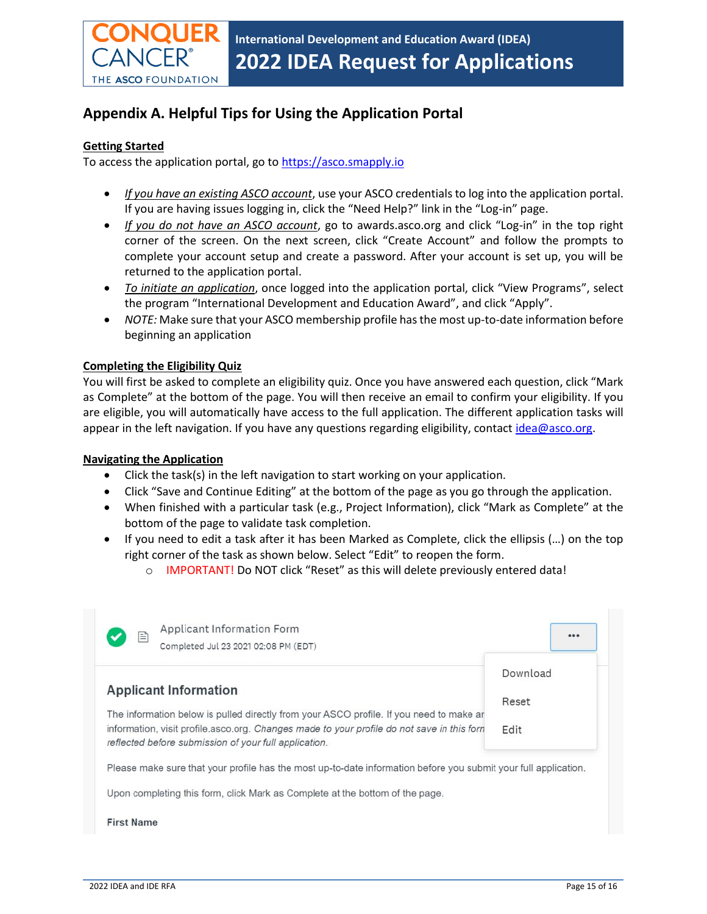# Appendix A. Helpful Tips for Using the Application Portal

**Getting Started**

To access the application portal, go to https://asco.smapply.io

- *If you have an existing ASCO account*, use your ASCO credentials to log into the application portal. If you are having issues logging in, click the "Need Help?" link in the "Log-in" page.
- *If you do not have an ASCO account*, go to awards.asco.org and click "Log-in" in the top right corner of the screen. On the next screen, click "Create Account" and follow the prompts to complete your account setup and create a password. After your account is set up, you will be returned to the application portal.
- *To initiate an application*, once logged into the application portal, click "View Programs", select the program "International Development and Education Award", and click "Apply".
- *NOTE:* Make sure that your ASCO membership profile has the most up-to-date information before beginning an application

**Completing the Eligibility Quiz**

You will first be asked to complete an eligibility quiz. Once you have answered each question, click "Mark as Complete" at the bottom of the page. You will then receive an email to confirm your eligibility. If you are eligible, you will automatically have access to the full application. The different application tasks will appear in the left navigation. If you have any questions regarding eligibility, contact idea@asco.org.

**Navigating the Application**

- Click the task(s) in the left navigation to start working on your application.
- Click "Save and Continue Editing" at the bottom of the page as you go through the application.
- When finished with a particular task (e.g., Project Information), click "Mark as Complete" at the bottom of the page to validate task completion.
- If you need to edit a task after it has been Marked as Complete, click the ellipsis (…) on the top right corner of the task as shown below. Select "Edit" to reopen the form.
  - IMPORTANT! Do NOT click "Reset" as this will delete previously entered data!

Applicant Information Form

Completed Jul 23 2021 02:08 PM (EDT)

Download

Reset

Edit

**Applicant Information**

The information below is pulled directly from your ASCO profile. If you need to make ar information, visit profile.asco.org. *Changes made to your profile do not save in this forn reflected before submission of your full application.*

Please make sure that your profile has the most up-to-date information before you submit your full application.

Upon completing this form, click Mark as Complete at the bottom of the page.

**First Name**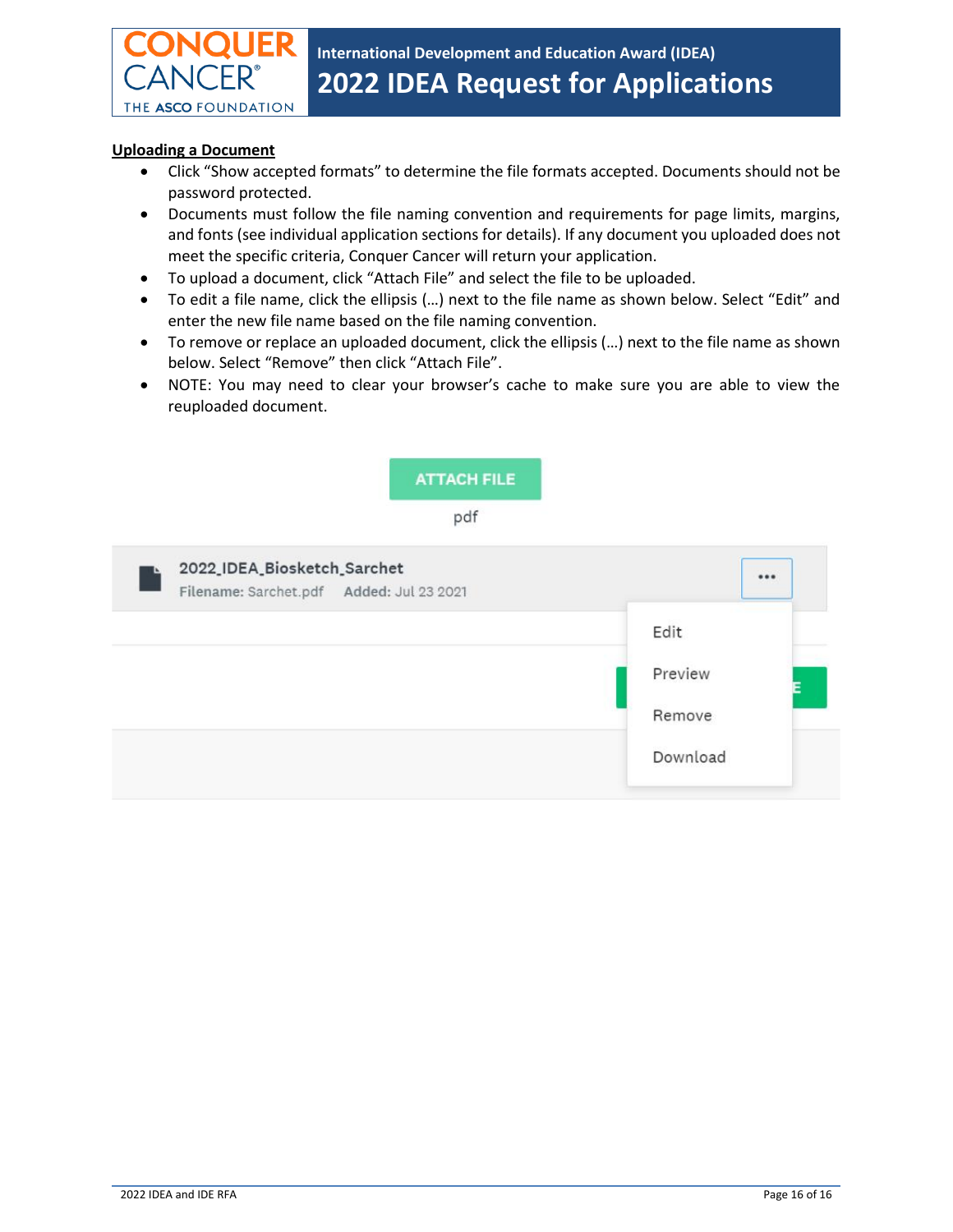## Uploading a Document

- Click "Show accepted formats" to determine the file formats accepted. Documents should not be password protected.
- Documents must follow the file naming convention and requirements for page limits, margins, and fonts (see individual application sections for details). If any document you uploaded does not meet the specific criteria, Conquer Cancer will return your application.
- To upload a document, click "Attach File" and select the file to be uploaded.
- To edit a file name, click the ellipsis (…) next to the file name as shown below. Select "Edit" and enter the new file name based on the file naming convention.
- To remove or replace an uploaded document, click the ellipsis (…) next to the file name as shown below. Select "Remove" then click "Attach File".
- NOTE: You may need to clear your browser's cache to make sure you are able to view the reuploaded document.

ATTACH FILE

pdf

2022_IDEA_Biosketch_Sarchet

Filename: Sarchet.pdf Added: Jul 23 2021

Edit

Preview

Remove

Download